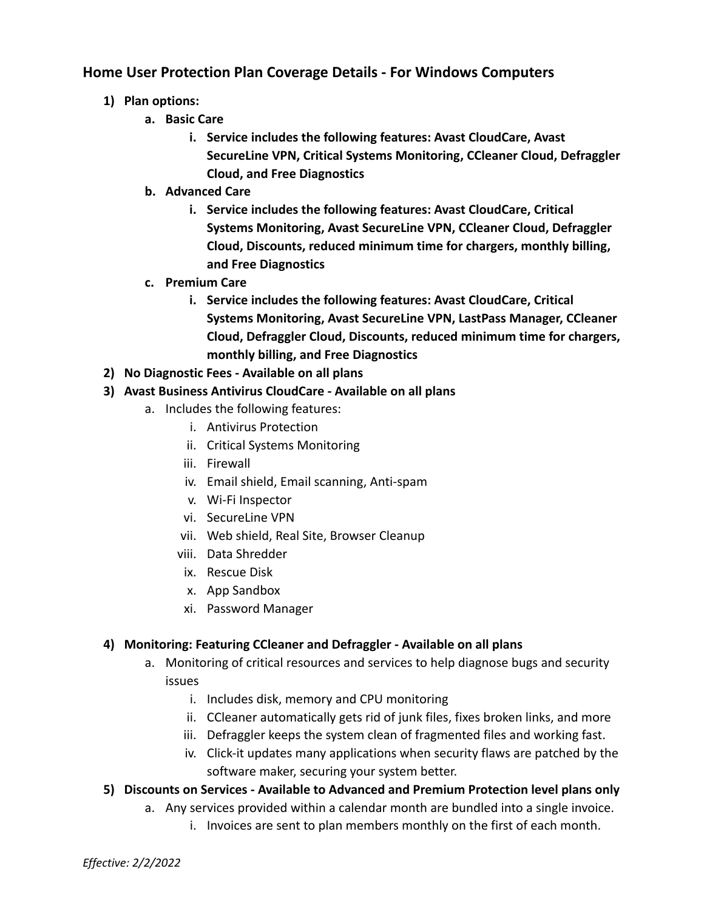## Home User Protection Plan Coverage Details - For Windows Computers

1) **Plan options:**
    a. **Basic Care**
        i. **Service includes the following features: Avast CloudCare, Avast SecureLine VPN, Critical Systems Monitoring, CCleaner Cloud, Defraggler Cloud, and Free Diagnostics**
    b. **Advanced Care**
        i. **Service includes the following features: Avast CloudCare, Critical Systems Monitoring, Avast SecureLine VPN, CCleaner Cloud, Defraggler Cloud, Discounts, reduced minimum time for chargers, monthly billing, and Free Diagnostics**
    c. **Premium Care**
        i. **Service includes the following features: Avast CloudCare, Critical Systems Monitoring, Avast SecureLine VPN, LastPass Manager, CCleaner Cloud, Defraggler Cloud, Discounts, reduced minimum time for chargers, monthly billing, and Free Diagnostics**
2) **No Diagnostic Fees - Available on all plans**
3) **Avast Business Antivirus CloudCare - Available on all plans**
    a. Includes the following features:
        i. Antivirus Protection
        ii. Critical Systems Monitoring
        iii. Firewall
        iv. Email shield, Email scanning, Anti-spam
        v. Wi-Fi Inspector
        vi. SecureLine VPN
        vii. Web shield, Real Site, Browser Cleanup
        viii. Data Shredder
        ix. Rescue Disk
        x. App Sandbox
        xi. Password Manager

4) **Monitoring: Featuring CCleaner and Defraggler - Available on all plans**
    a. Monitoring of critical resources and services to help diagnose bugs and security issues
        i. Includes disk, memory and CPU monitoring
        ii. CCleaner automatically gets rid of junk files, fixes broken links, and more
        iii. Defraggler keeps the system clean of fragmented files and working fast.
        iv. Click-it updates many applications when security flaws are patched by the software maker, securing your system better.
5) **Discounts on Services - Available to Advanced and Premium Protection level plans only**
    a. Any services provided within a calendar month are bundled into a single invoice.
        i. Invoices are sent to plan members monthly on the first of each month.

*Effective: 2/2/2022*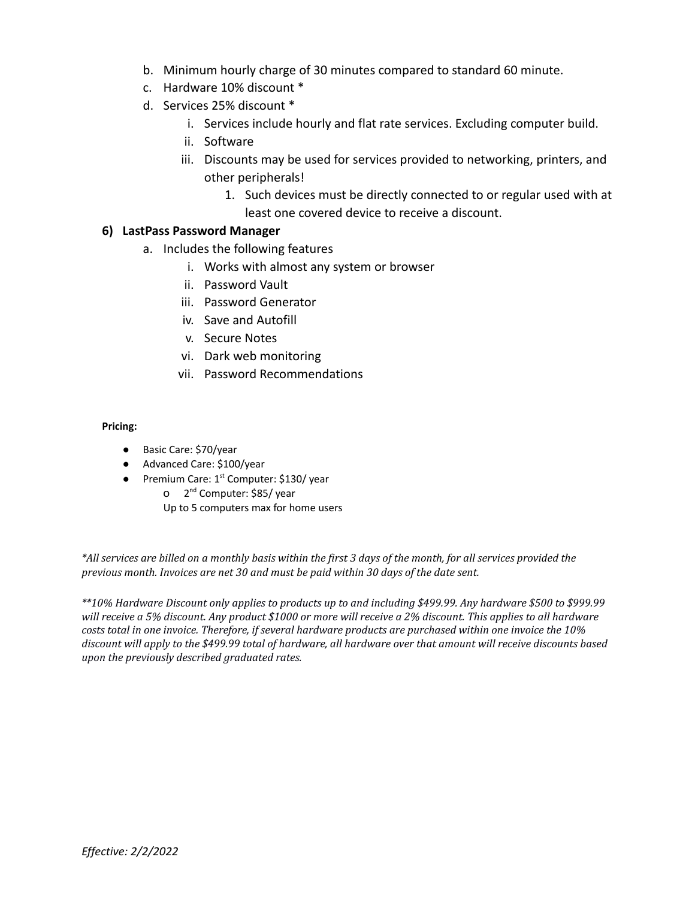b. Minimum hourly charge of 30 minutes compared to standard 60 minute.
c. Hardware 10% discount *
d. Services 25% discount *
   i. Services include hourly and flat rate services. Excluding computer build.
   ii. Software
   iii. Discounts may be used for services provided to networking, printers, and other peripherals!
      1. Such devices must be directly connected to or regular used with at least one covered device to receive a discount.

**6) LastPass Password Manager**

a. Includes the following features
   i. Works with almost any system or browser
   ii. Password Vault
   iii. Password Generator
   iv. Save and Autofill
   v. Secure Notes
   vi. Dark web monitoring
   vii. Password Recommendations

**Pricing:**

- Basic Care: $70/year
- Advanced Care: $100/year
- Premium Care: 1st Computer: $130/ year
  - 2nd Computer: $85/ year

  Up to 5 computers max for home users

*\*All services are billed on a monthly basis within the first 3 days of the month, for all services provided the previous month. Invoices are net 30 and must be paid within 30 days of the date sent.*

*\*\*10% Hardware Discount only applies to products up to and including $499.99. Any hardware $500 to $999.99 will receive a 5% discount. Any product $1000 or more will receive a 2% discount. This applies to all hardware costs total in one invoice. Therefore, if several hardware products are purchased within one invoice the 10% discount will apply to the $499.99 total of hardware, all hardware over that amount will receive discounts based upon the previously described graduated rates.*

*Effective: 2/2/2022*